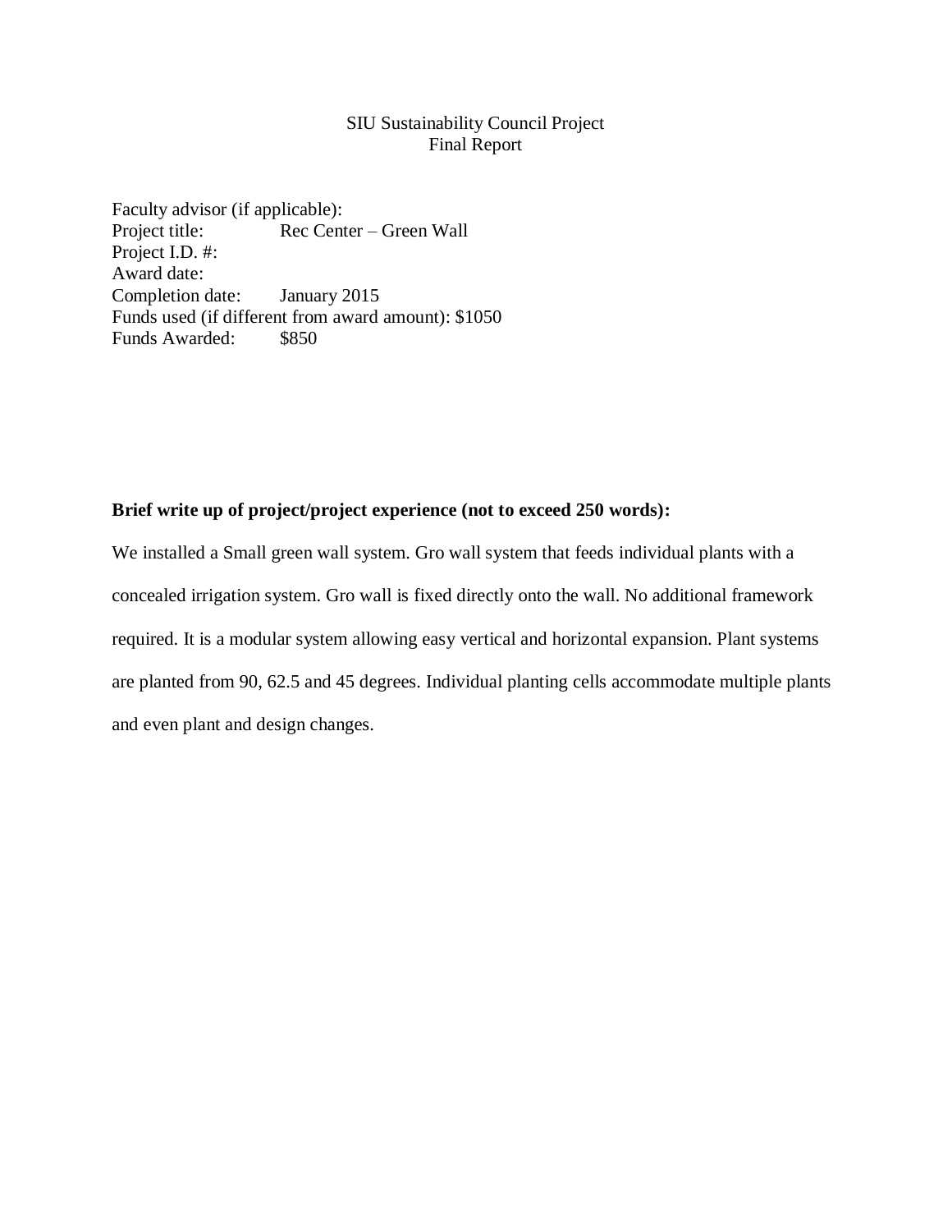SIU Sustainability Council Project
Final Report

Faculty advisor (if applicable):
Project title: Rec Center – Green Wall
Project I.D. #:
Award date:
Completion date: January 2015
Funds used (if different from award amount): $1050
Funds Awarded: $850

**Brief write up of project/project experience (not to exceed 250 words):**

We installed a Small green wall system. Gro wall system that feeds individual plants with a concealed irrigation system. Gro wall is fixed directly onto the wall. No additional framework required. It is a modular system allowing easy vertical and horizontal expansion. Plant systems are planted from 90, 62.5 and 45 degrees. Individual planting cells accommodate multiple plants and even plant and design changes.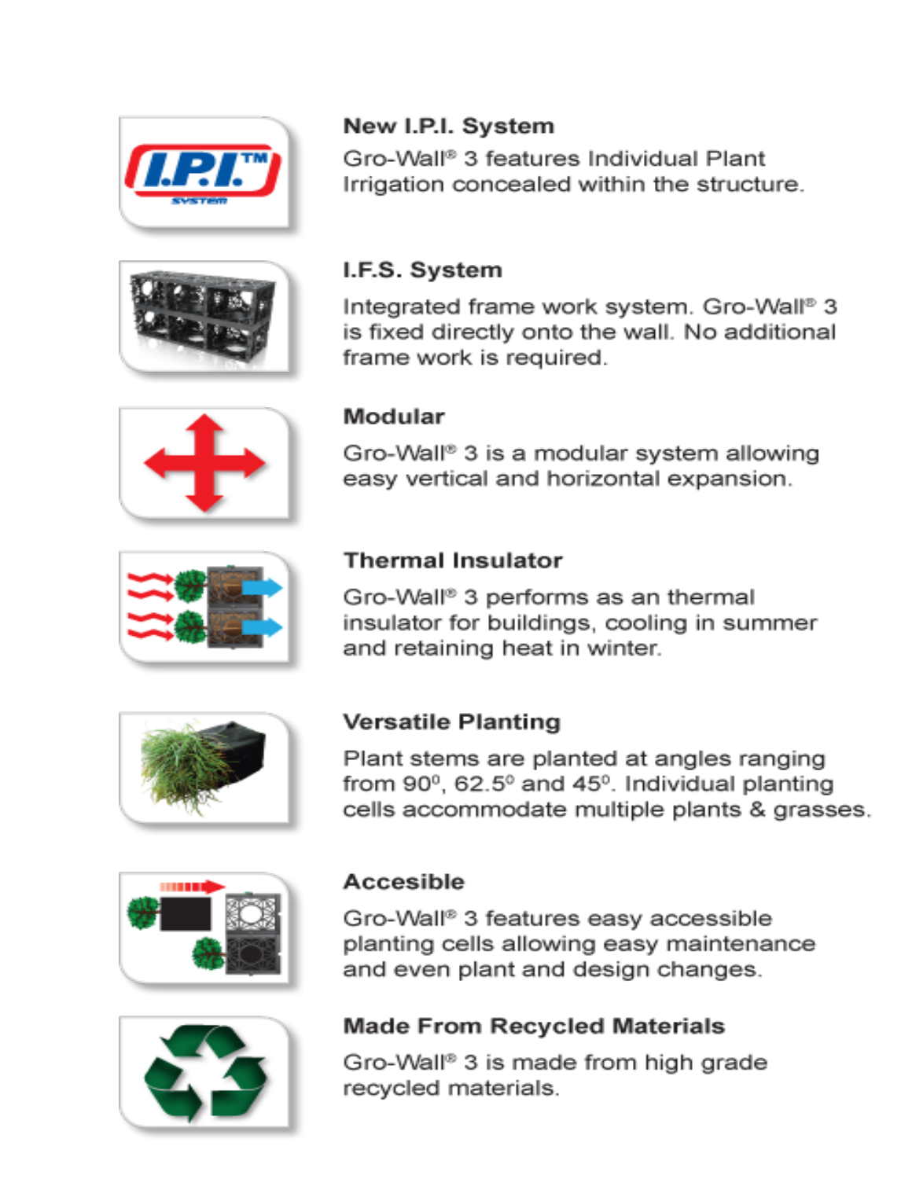### New I.P.I. System

Gro-Wall® 3 features Individual Plant Irrigation concealed within the structure.

### I.F.S. System

Integrated frame work system. Gro-Wall® 3 is fixed directly onto the wall. No additional frame work is required.

### Modular

Gro-Wall® 3 is a modular system allowing easy vertical and horizontal expansion.

### Thermal Insulator

Gro-Wall® 3 performs as an thermal insulator for buildings, cooling in summer and retaining heat in winter.

### Versatile Planting

Plant stems are planted at angles ranging from $90^0$, $62.5^0$ and $45^0$. Individual planting cells accommodate multiple plants & grasses.

### Accesible

Gro-Wall® 3 features easy accessible planting cells allowing easy maintenance and even plant and design changes.

### Made From Recycled Materials

Gro-Wall® 3 is made from high grade recycled materials.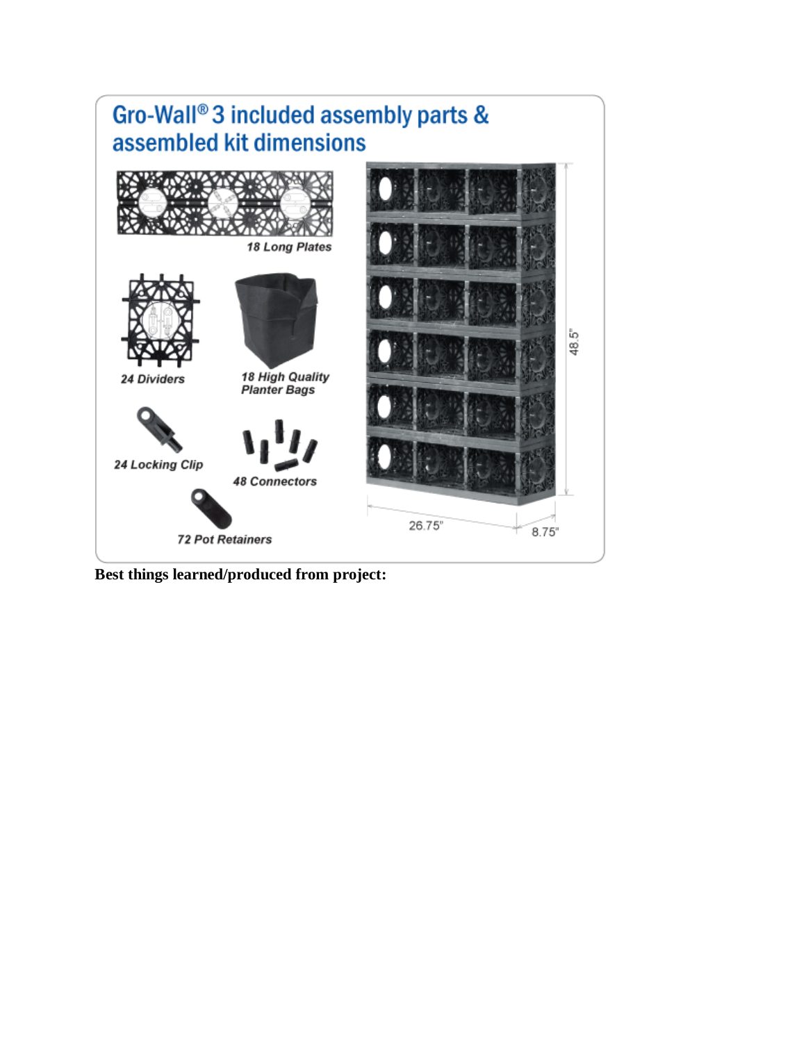## Gro-Wall® 3 included assembly parts & assembled kit dimensions

18 Long Plates

24 Dividers

18 High Quality Planter Bags

24 Locking Clip

48 Connectors

72 Pot Retainers

48.5"

26.75"

8.75"

**Best things learned/produced from project:**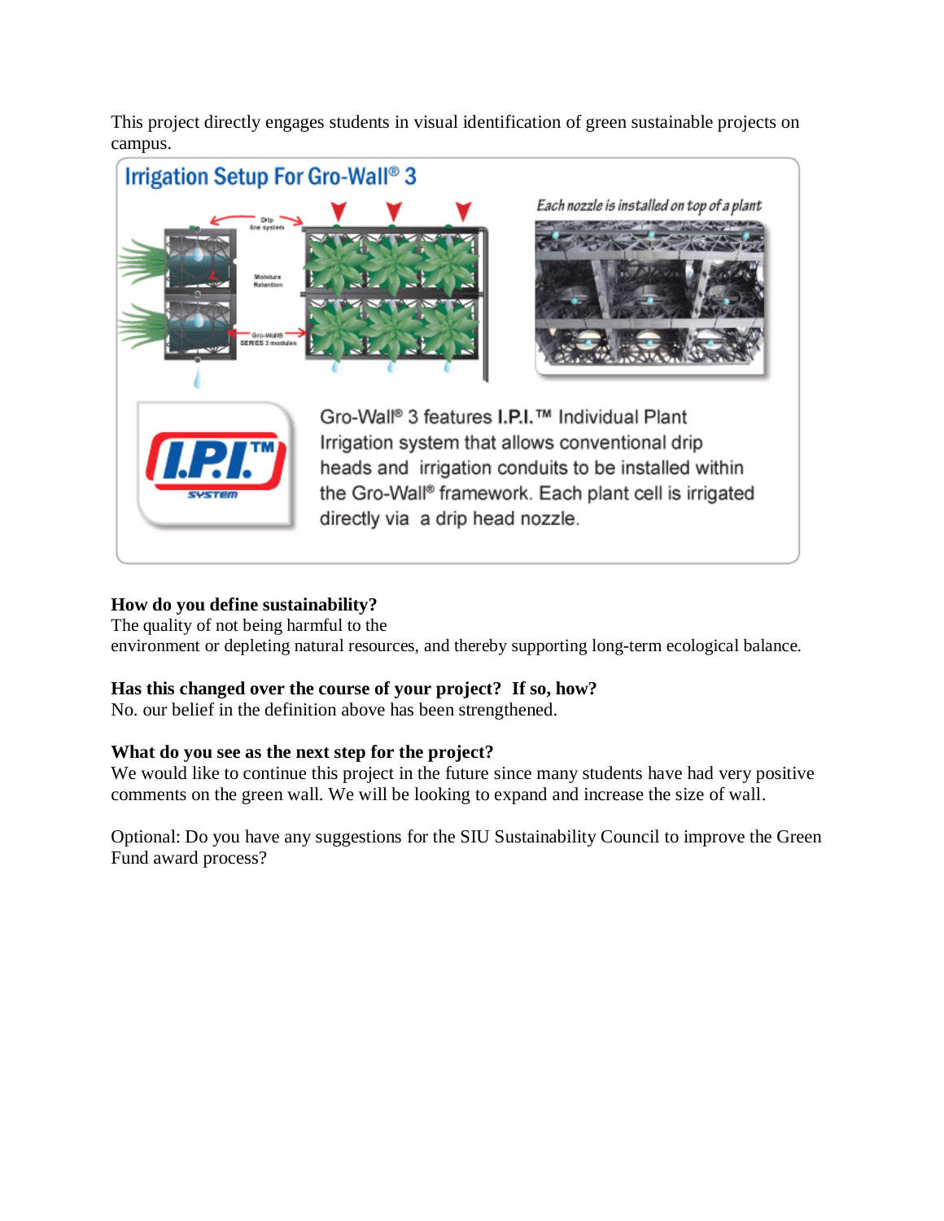This project directly engages students in visual identification of green sustainable projects on campus.

Irrigation Setup For Gro-Wall® 3

Drip line system

Moisture Retention

Gro-Wall® SERIES 3 modules

Each nozzle is installed on top of a plant

I.P.I.™ SYSTEM

Gro-Wall® 3 features I.P.I.™ Individual Plant Irrigation system that allows conventional drip heads and irrigation conduits to be installed within the Gro-Wall® framework. Each plant cell is irrigated directly via a drip head nozzle.

**How do you define sustainability?**
The quality of not being harmful to the environment or depleting natural resources, and thereby supporting long-term ecological balance.

**Has this changed over the course of your project? If so, how?**
No. our belief in the definition above has been strengthened.

**What do you see as the next step for the project?**
We would like to continue this project in the future since many students have had very positive comments on the green wall. We will be looking to expand and increase the size of wall.

Optional: Do you have any suggestions for the SIU Sustainability Council to improve the Green Fund award process?